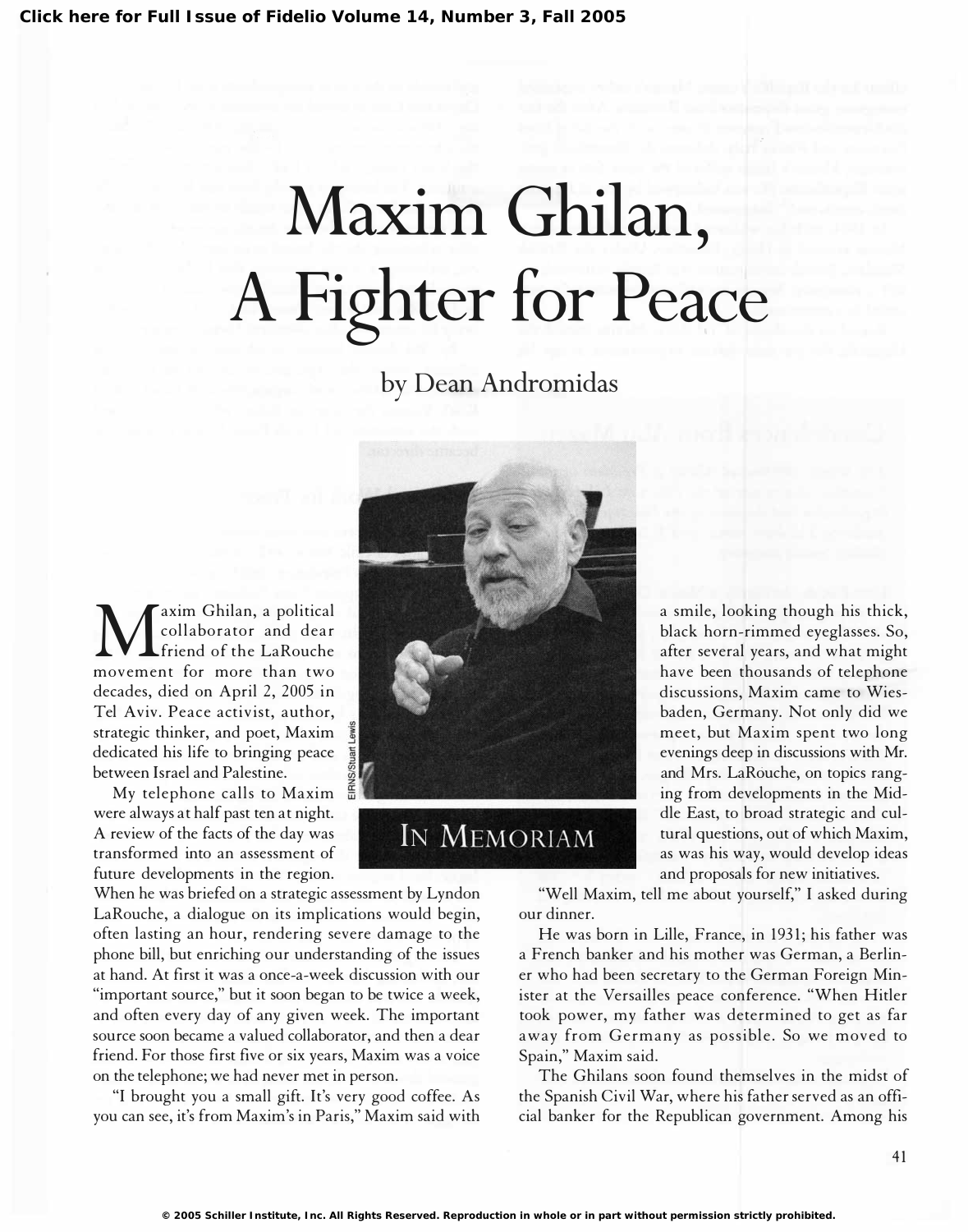# Maxim Ghilan, A Fighter for Peace

by Dean Andromidas

IN MEMORIAM

Maxim Ghilan, a political collaborator and dear friend of the LaRouche movement for more than two decades, died on April 2, 2005 in Tel Aviv. Peace activist, author, strategic thinker, and poet, Maxim dedicated his life to bringing peace between Israel and Palestine.

My telephone calls to Maxim were always at half past ten at night. A review of the facts of the day was transformed into an assessment of future developments in the region. When he was briefed on a strategic assessment by Lyndon LaRouche, a dialogue on its implications would begin, often lasting an hour, rendering severe damage to the phone bill, but enriching our understanding of the issues at hand. At first it was a once-a-week discussion with our "important source," but it soon began to be twice a week, and often every day of any given week. The important source soon became a valued collaborator, and then a dear friend. For those first five or six years, Maxim was a voice on the telephone; we had never met in person.

"I brought you a small gift. It's very good coffee. As you can see, it's from Maxim's in Paris," Maxim said with a smile, looking though his thick, black horn-rimmed eyeglasses. So, after several years, and what might have been thousands of telephone discussions, Maxim came to Wiesbaden, Germany. Not only did we meet, but Maxim spent two long evenings deep in discussions with Mr. and Mrs. LaRouche, on topics ranging from developments in the Middle East, to broad strategic and cultural questions, out of which Maxim, as was his way, would develop ideas and proposals for new initiatives.

"Well Maxim, tell me about yourself," I asked during our dinner.

He was born in Lille, France, in 1931; his father was a French banker and his mother was German, a Berliner who had been secretary to the German Foreign Minister at the Versailles peace conference. "When Hitler took power, my father was determined to get as far away from Germany as possible. So we moved to Spain," Maxim said.

The Ghilans soon found themselves in the midst of the Spanish Civil War, where his father served as an official banker for the Republican government. Among his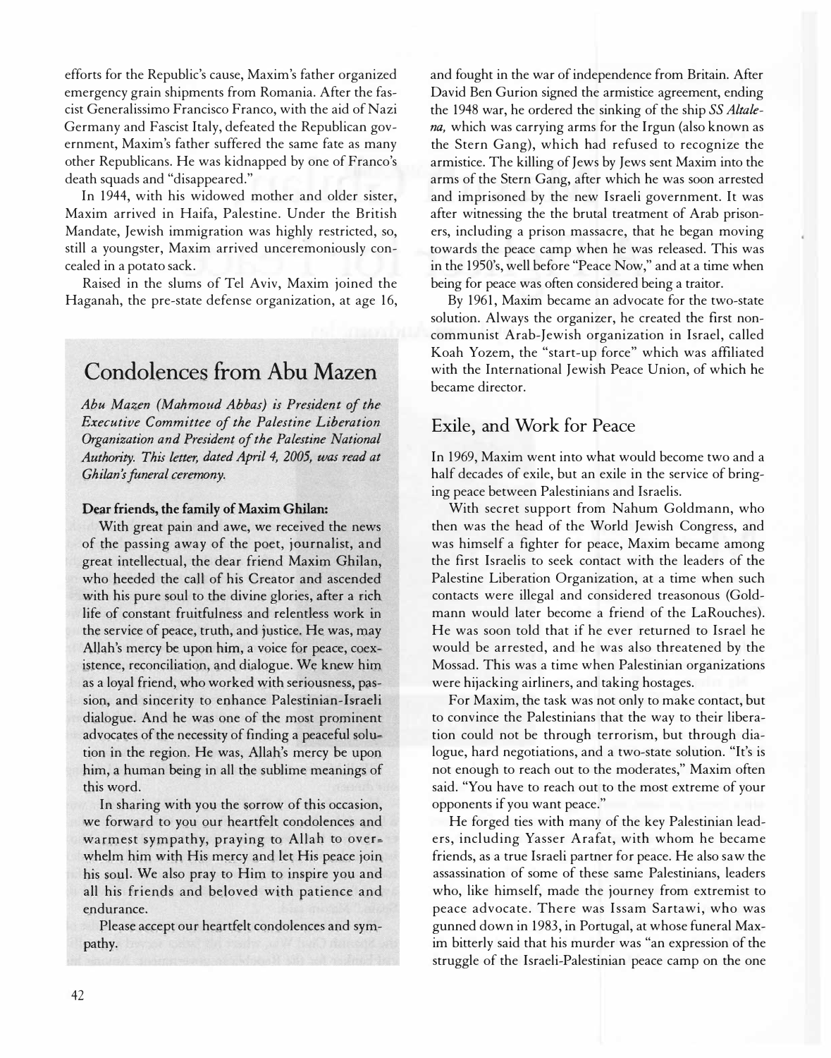efforts for the Republic's cause, Maxim's father organized emergency grain shipments from Romania. After the fascist Generalissimo Francisco Franco, with the aid of Nazi Germany and Fascist Italy, defeated the Republican government, Maxim's father suffered the same fate as many other Republicans. He was kidnapped by one of Franco's death squads and "disappeared."

In 1944, with his widowed mother and older sister, Maxim arrived in Haifa, Palestine. Under the British Mandate, Jewish immigration was highly restricted, so, still a youngster, Maxim arrived unceremoniously concealed in a potato sack.

Raised in the slums of Tel Aviv, Maxim joined the Haganah, the pre-state defense organization, at age 16, and fought in the war of independence from Britain. After David Ben Gurion signed the armistice agreement, ending the 1948 war, he ordered the sinking of the ship *SS Altalena,* which was carrying arms for the Irgun (also known as the Stern Gang), which had refused to recognize the armistice. The killing of Jews by Jews sent Maxim into the arms of the Stern Gang, after which he was soon arrested and imprisoned by the new Israeli government. It was after witnessing the the brutal treatment of Arab prisoners, including a prison massacre, that he began moving towards the peace camp when he was released. This was in the 1950's, well before "Peace Now," and at a time when being for peace was often considered being a traitor.

By 1961, Maxim became an advocate for the two-state solution. Always the organizer, he created the first non-communist Arab-Jewish organization in Israel, called Koah Yozem, the "start-up force" which was affiliated with the International Jewish Peace Union, of which he became director.

## Exile, and Work for Peace

In 1969, Maxim went into what would become two and a half decades of exile, but an exile in the service of bringing peace between Palestinians and Israelis.

With secret support from Nahum Goldmann, who then was the head of the World Jewish Congress, and was himself a fighter for peace, Maxim became among the first Israelis to seek contact with the leaders of the Palestine Liberation Organization, at a time when such contacts were illegal and considered treasonous (Goldmann would later become a friend of the LaRouches). He was soon told that if he ever returned to Israel he would be arrested, and he was also threatened by the Mossad. This was a time when Palestinian organizations were hijacking airliners, and taking hostages.

For Maxim, the task was not only to make contact, but to convince the Palestinians that the way to their liberation could not be through terrorism, but through dialogue, hard negotiations, and a two-state solution. "It's is not enough to reach out to the moderates," Maxim often said. "You have to reach out to the most extreme of your opponents if you want peace."

He forged ties with many of the key Palestinian leaders, including Yasser Arafat, with whom he became friends, as a true Israeli partner for peace. He also saw the assassination of some of these same Palestinians, leaders who, like himself, made the journey from extremist to peace advocate. There was Issam Sartawi, who was gunned down in 1983, in Portugal, at whose funeral Maxim bitterly said that his murder was "an expression of the struggle of the Israeli-Palestinian peace camp on the one

## Condolences from Abu Mazen

*Abu Mazen (Mahmoud Abbas) is President of the Executive Committee of the Palestine Liberation Organization and President of the Palestine National Authority. This letter, dated April 4, 2005, was read at Ghilan's funeral ceremony.*

**Dear friends, the family of Maxim Ghilan:**

With great pain and awe, we received the news of the passing away of the poet, journalist, and great intellectual, the dear friend Maxim Ghilan, who heeded the call of his Creator and ascended with his pure soul to the divine glories, after a rich life of constant fruitfulness and relentless work in the service of peace, truth, and justice. He was, may Allah's mercy be upon him, a voice for peace, coexistence, reconciliation, and dialogue. We knew him as a loyal friend, who worked with seriousness, passion, and sincerity to enhance Palestinian-Israeli dialogue. And he was one of the most prominent advocates of the necessity of finding a peaceful solution in the region. He was, Allah's mercy be upon him, a human being in all the sublime meanings of this word.

In sharing with you the sorrow of this occasion, we forward to you our heartfelt condolences and warmest sympathy, praying to Allah to overwhelm him with His mercy and let His peace join his soul. We also pray to Him to inspire you and all his friends and beloved with patience and endurance.

Please accept our heartfelt condolences and sympathy.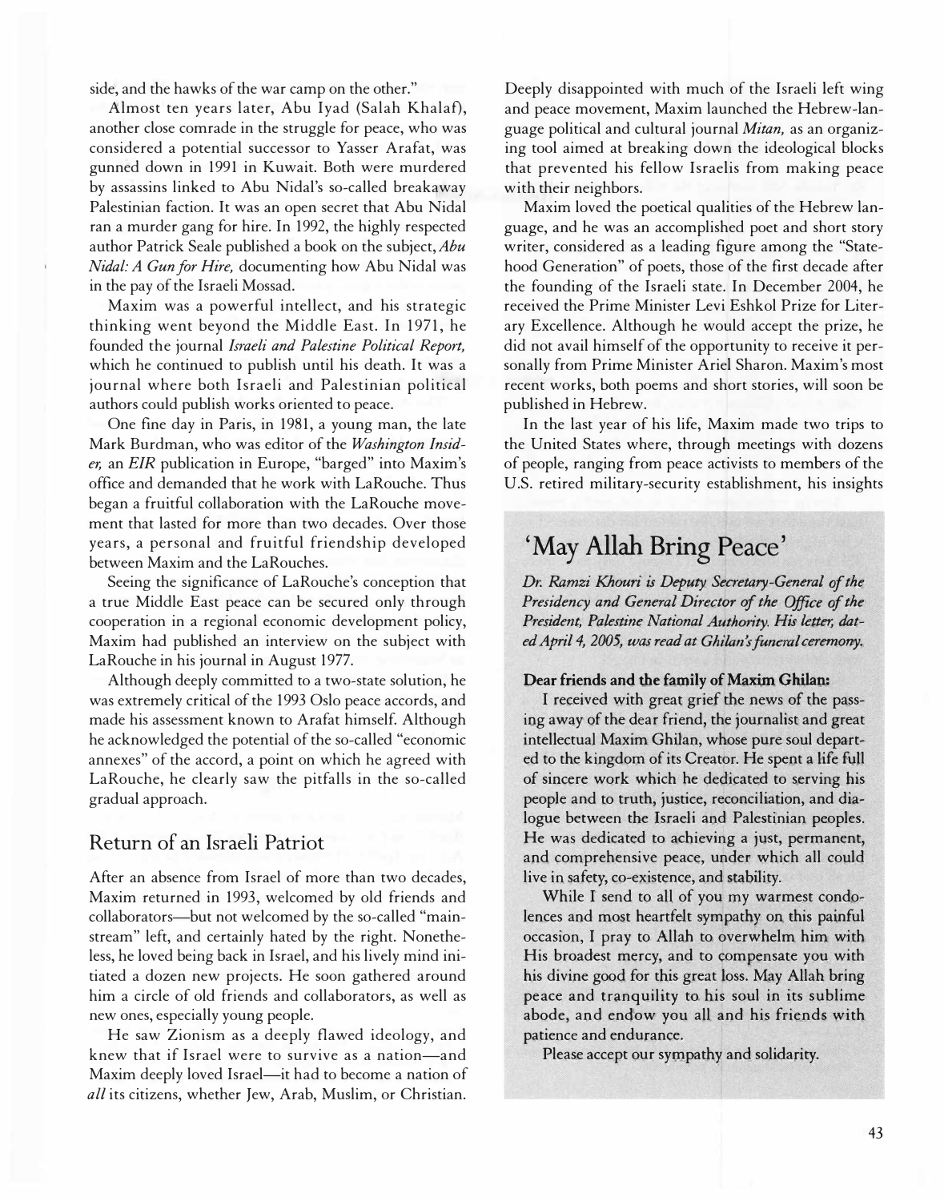side, and the hawks of the war camp on the other."

Almost ten years later, Abu Iyad (Salah Khalaf), another close comrade in the struggle for peace, who was considered a potential successor to Yasser Arafat, was gunned down in 1991 in Kuwait. Both were murdered by assassins linked to Abu Nidal's so-called breakaway Palestinian faction. It was an open secret that Abu Nidal ran a murder gang for hire. In 1992, the highly respected author Patrick Seale published a book on the subject, *Abu Nidal: A Gun for Hire,* documenting how Abu Nidal was in the pay of the Israeli Mossad.

Maxim was a powerful intellect, and his strategic thinking went beyond the Middle East. In 1971, he founded the journal *Israeli and Palestine Political Report,* which he continued to publish until his death. It was a journal where both Israeli and Palestinian political authors could publish works oriented to peace.

One fine day in Paris, in 1981, a young man, the late Mark Burdman, who was editor of the *Washington Insider,* an *EIR* publication in Europe, "barged" into Maxim's office and demanded that he work with LaRouche. Thus began a fruitful collaboration with the LaRouche movement that lasted for more than two decades. Over those years, a personal and fruitful friendship developed between Maxim and the LaRouches.

Seeing the significance of LaRouche's conception that a true Middle East peace can be secured only through cooperation in a regional economic development policy, Maxim had published an interview on the subject with LaRouche in his journal in August 1977.

Although deeply committed to a two-state solution, he was extremely critical of the 1993 Oslo peace accords, and made his assessment known to Arafat himself. Although he acknowledged the potential of the so-called "economic annexes" of the accord, a point on which he agreed with LaRouche, he clearly saw the pitfalls in the so-called gradual approach.

## Return of an Israeli Patriot

After an absence from Israel of more than two decades, Maxim returned in 1993, welcomed by old friends and collaborators—but not welcomed by the so-called "mainstream" left, and certainly hated by the right. Nonetheless, he loved being back in Israel, and his lively mind initiated a dozen new projects. He soon gathered around him a circle of old friends and collaborators, as well as new ones, especially young people.

He saw Zionism as a deeply flawed ideology, and knew that if Israel were to survive as a nation—and Maxim deeply loved Israel—it had to become a nation of *all* its citizens, whether Jew, Arab, Muslim, or Christian. Deeply disappointed with much of the Israeli left wing and peace movement, Maxim launched the Hebrew-language political and cultural journal *Mitan,* as an organizing tool aimed at breaking down the ideological blocks that prevented his fellow Israelis from making peace with their neighbors.

Maxim loved the poetical qualities of the Hebrew language, and he was an accomplished poet and short story writer, considered as a leading figure among the "Statehood Generation" of poets, those of the first decade after the founding of the Israeli state. In December 2004, he received the Prime Minister Levi Eshkol Prize for Literary Excellence. Although he would accept the prize, he did not avail himself of the opportunity to receive it personally from Prime Minister Ariel Sharon. Maxim's most recent works, both poems and short stories, will soon be published in Hebrew.

In the last year of his life, Maxim made two trips to the United States where, through meetings with dozens of people, ranging from peace activists to members of the U.S. retired military-security establishment, his insights

## 'May Allah Bring Peace'

*Dr. Ramzi Khouri is Deputy Secretary-General of the Presidency and General Director of the Office of the President, Palestine National Authority. His letter, dated April 4, 2005, was read at Ghilan's funeral ceremony.*

**Dear friends and the family of Maxim Ghilan:**

I received with great grief the news of the passing away of the dear friend, the journalist and great intellectual Maxim Ghilan, whose pure soul departed to the kingdom of its Creator. He spent a life full of sincere work which he dedicated to serving his people and to truth, justice, reconciliation, and dialogue between the Israeli and Palestinian peoples. He was dedicated to achieving a just, permanent, and comprehensive peace, under which all could live in safety, co-existence, and stability.

While I send to all of you my warmest condolences and most heartfelt sympathy on this painful occasion, I pray to Allah to overwhelm him with His broadest mercy, and to compensate you with his divine good for this great loss. May Allah bring peace and tranquility to his soul in its sublime abode, and endow you all and his friends with patience and endurance.

Please accept our sympathy and solidarity.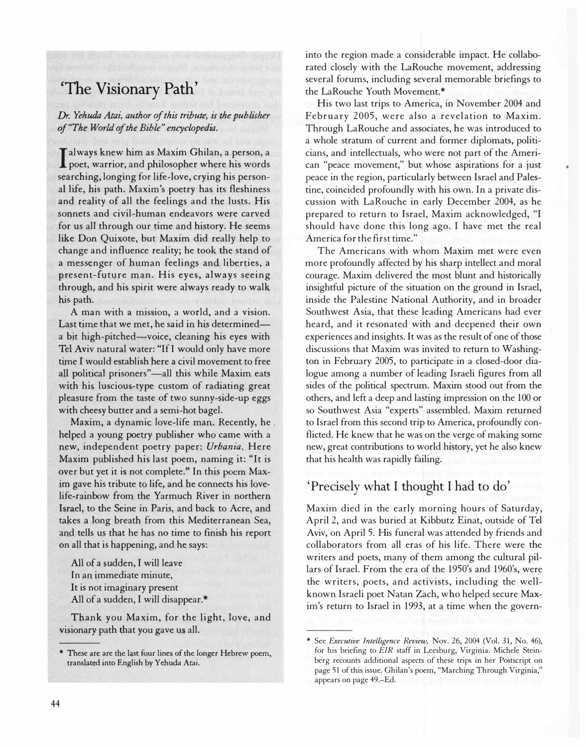## 'The Visionary Path'

*Dr. Yehuda Atai, author of this tribute, is the publisher of "The World of the Bible" encyclopedia.*

I always knew him as Maxim Ghilan, a person, a poet, warrior, and philosopher where his words searching, longing for life-love, crying his personal life, his path. Maxim's poetry has its fleshiness and reality of all the feelings and the lusts. His sonnets and civil-human endeavors were carved for us all through our time and history. He seems like Don Quixote, but Maxim did really help to change and influence reality; he took the stand of a messenger of human feelings and liberties, a present-future man. His eyes, always seeing through, and his spirit were always ready to walk his path.

A man with a mission, a world, and a vision. Last time that we met, he said in his determined—a bit high-pitched—voice, cleaning his eyes with Tel Aviv natural water: "If I would only have more time I would establish here a civil movement to free all political prisoners"—all this while Maxim eats with his luscious-type custom of radiating great pleasure from the taste of two sunny-side-up eggs with cheesy butter and a semi-hot bagel.

Maxim, a dynamic love-life man. Recently, he helped a young poetry publisher who came with a new, independent poetry paper: *Urbania*. Here Maxim published his last poem, naming it: "It is over but yet it is not complete." In this poem Maxim gave his tribute to life, and he connects his love-life-rainbow from the Yarmuch River in northern Israel, to the Seine in Paris, and back to Acre, and takes a long breath from this Mediterranean Sea, and tells us that he has no time to finish his report on all that is happening, and he says:

> All of a sudden, I will leave
> In an immediate minute,
> It is not imaginary present
> All of a sudden, I will disappear.*

Thank you Maxim, for the light, love, and visionary path that you gave us all.

\* These are are the last four lines of the longer Hebrew poem, translated into English by Yehuda Atai.

into the region made a considerable impact. He collaborated closely with the LaRouche movement, addressing several forums, including several memorable briefings to the LaRouche Youth Movement.*

His two last trips to America, in November 2004 and February 2005, were also a revelation to Maxim. Through LaRouche and associates, he was introduced to a whole stratum of current and former diplomats, politicians, and intellectuals, who were not part of the American "peace movement," but whose aspirations for a just peace in the region, particularly between Israel and Palestine, coincided profoundly with his own. In a private discussion with LaRouche in early December 2004, as he prepared to return to Israel, Maxim acknowledged, "I should have done this long ago. I have met the real America for the first time."

The Americans with whom Maxim met were even more profoundly affected by his sharp intellect and moral courage. Maxim delivered the most blunt and historically insightful picture of the situation on the ground in Israel, inside the Palestine National Authority, and in broader Southwest Asia, that these leading Americans had ever heard, and it resonated with and deepened their own experiences and insights. It was as the result of one of those discussions that Maxim was invited to return to Washington in February 2005, to participate in a closed-door dialogue among a number of leading Israeli figures from all sides of the political spectrum. Maxim stood out from the others, and left a deep and lasting impression on the 100 or so Southwest Asia "experts" assembled. Maxim returned to Israel from this second trip to America, profoundly conflicted. He knew that he was on the verge of making some new, great contributions to world history, yet he also knew that his health was rapidly failing.

## 'Precisely what I thought I had to do'

Maxim died in the early morning hours of Saturday, April 2, and was buried at Kibbutz Einat, outside of Tel Aviv, on April 5. His funeral was attended by friends and collaborators from all eras of his life. There were the writers and poets, many of them among the cultural pillars of Israel. From the era of the 1950's and 1960's, were the writers, poets, and activists, including the well-known Israeli poet Natan Zach, who helped secure Maxim's return to Israel in 1993, at a time when the govern-

\* See *Executive Intelligence Review,* Nov. 26, 2004 (Vol. 31, No. 46), for his briefing to *EIR* staff in Leesburg, Virginia. Michele Steinberg recounts additional aspects of these trips in her Postscript on page 51 of this issue. Ghilan's poem, "Marching Through Virginia," appears on page 49.–Ed.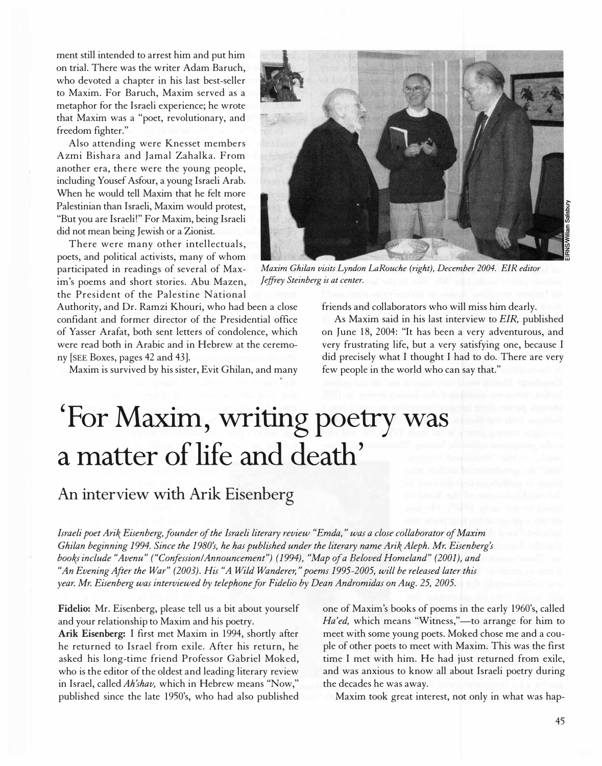ment still intended to arrest him and put him on trial. There was the writer Adam Baruch, who devoted a chapter in his last best-seller to Maxim. For Baruch, Maxim served as a metaphor for the Israeli experience; he wrote that Maxim was a "poet, revolutionary, and freedom fighter."

Also attending were Knesset members Azmi Bishara and Jamal Zahalka. From another era, there were the young people, including Yousef Asfour, a young Israeli Arab. When he would tell Maxim that he felt more Palestinian than Israeli, Maxim would protest, "But you are Israeli!" For Maxim, being Israeli did not mean being Jewish or a Zionist.

There were many other intellectuals, poets, and political activists, many of whom participated in readings of several of Maxim's poems and short stories. Abu Mazen, the President of the Palestine National Authority, and Dr. Ramzi Khouri, who had been a close confidant and former director of the Presidential office of Yasser Arafat, both sent letters of condolence, which were read both in Arabic and in Hebrew at the ceremony [SEE Boxes, pages 42 and 43].

Maxim is survived by his sister, Evit Ghilan, and many friends and collaborators who will miss him dearly.

As Maxim said in his last interview to *EIR*, published on June 18, 2004: "It has been a very adventurous, and very frustrating life, but a very satisfying one, because I did precisely what I thought I had to do. There are very few people in the world who can say that."

EIRNS/William Salisbury

*Maxim Ghilan visits Lyndon LaRouche (right), December 2004. EIR editor Jeffrey Steinberg is at center.*

# 'For Maxim, writing poetry was a matter of life and death'

## An interview with Arik Eisenberg

*Israeli poet Arik Eisenberg, founder of the Israeli literary review "Emda," was a close collaborator of Maxim Ghilan beginning 1994. Since the 1980's, he has published under the literary name Arik Aleph. Mr. Eisenberg's books include "Avenu" ("Confession/Announcement") (1994), "Map of a Beloved Homeland" (2001), and "An Evening After the War" (2003). His "A Wild Wanderer," poems 1995-2005, will be released later this year. Mr. Eisenberg was interviewed by telephone for Fidelio by Dean Andromidas on Aug. 25, 2005.*

**Fidelio:** Mr. Eisenberg, please tell us a bit about yourself and your relationship to Maxim and his poetry.

**Arik Eisenberg:** I first met Maxim in 1994, shortly after he returned to Israel from exile. After his return, he asked his long-time friend Professor Gabriel Moked, who is the editor of the oldest and leading literary review in Israel, called *Ah'shav,* which in Hebrew means "Now," published since the late 1950's, who had also published one of Maxim's books of poems in the early 1960's, called *Ha'ed,* which means "Witness,"—to arrange for him to meet with some young poets. Moked chose me and a couple of other poets to meet with Maxim. This was the first time I met with him. He had just returned from exile, and was anxious to know all about Israeli poetry during the decades he was away.

Maxim took great interest, not only in what was hap-